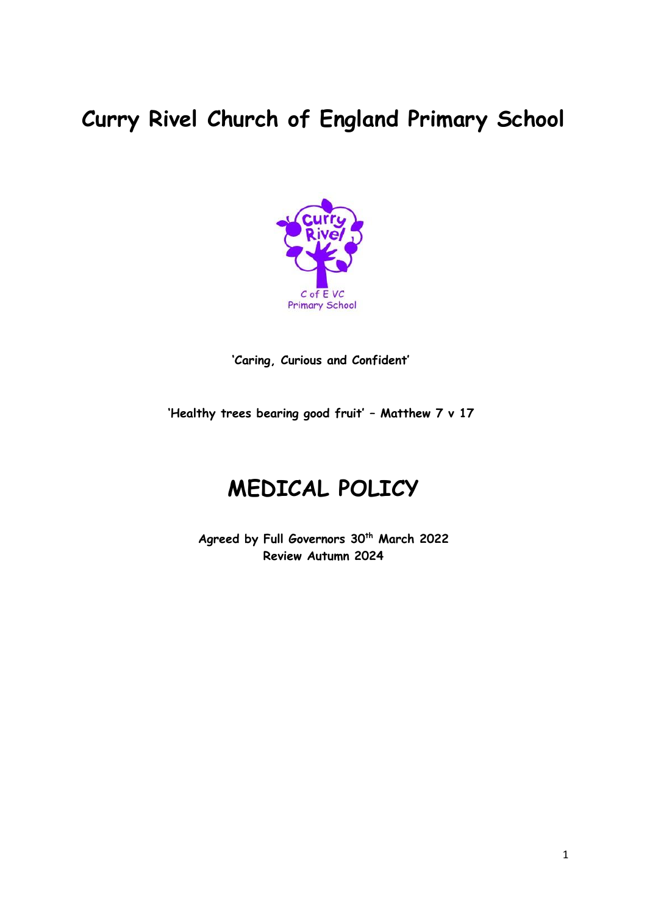# Curry Rivel Church of England Primary School

**'Caring, Curious and Confident'**

**'Healthy trees bearing good fruit' – Matthew 7 v 17**

# MEDICAL POLICY

**Agreed by Full Governors 30th March 2022**
**Review Autumn 2024**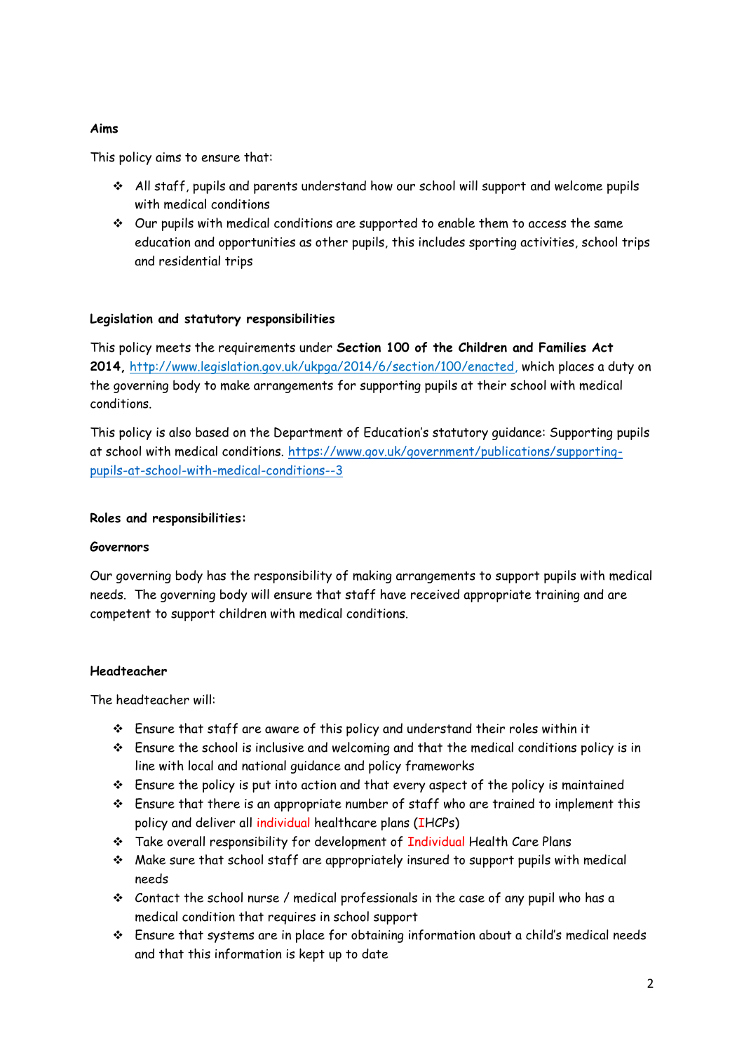**Aims**

This policy aims to ensure that:

- All staff, pupils and parents understand how our school will support and welcome pupils with medical conditions
- Our pupils with medical conditions are supported to enable them to access the same education and opportunities as other pupils, this includes sporting activities, school trips and residential trips

**Legislation and statutory responsibilities**

This policy meets the requirements under **Section 100 of the Children and Families Act 2014**, http://www.legislation.gov.uk/ukpga/2014/6/section/100/enacted, which places a duty on the governing body to make arrangements for supporting pupils at their school with medical conditions.

This policy is also based on the Department of Education's statutory guidance: Supporting pupils at school with medical conditions. https://www.gov.uk/government/publications/supporting-pupils-at-school-with-medical-conditions--3

**Roles and responsibilities:**

**Governors**

Our governing body has the responsibility of making arrangements to support pupils with medical needs. The governing body will ensure that staff have received appropriate training and are competent to support children with medical conditions.

**Headteacher**

The headteacher will:

- Ensure that staff are aware of this policy and understand their roles within it
- Ensure the school is inclusive and welcoming and that the medical conditions policy is in line with local and national guidance and policy frameworks
- Ensure the policy is put into action and that every aspect of the policy is maintained
- Ensure that there is an appropriate number of staff who are trained to implement this policy and deliver all individual healthcare plans (IHCPs)
- Take overall responsibility for development of Individual Health Care Plans
- Make sure that school staff are appropriately insured to support pupils with medical needs
- Contact the school nurse / medical professionals in the case of any pupil who has a medical condition that requires in school support
- Ensure that systems are in place for obtaining information about a child's medical needs and that this information is kept up to date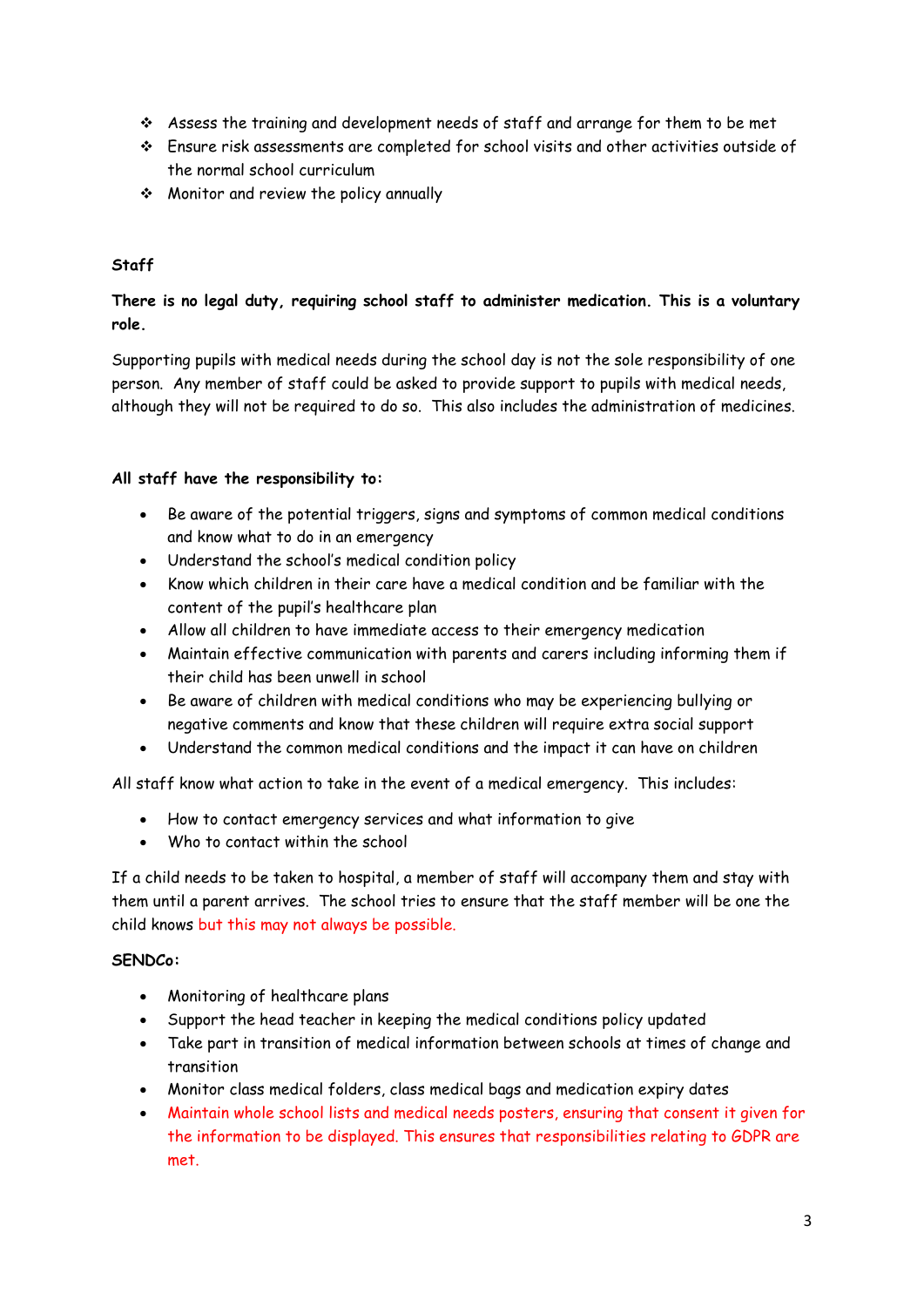- Assess the training and development needs of staff and arrange for them to be met
- Ensure risk assessments are completed for school visits and other activities outside of the normal school curriculum
- Monitor and review the policy annually

**Staff**

**There is no legal duty, requiring school staff to administer medication. This is a voluntary role.**

Supporting pupils with medical needs during the school day is not the sole responsibility of one person. Any member of staff could be asked to provide support to pupils with medical needs, although they will not be required to do so. This also includes the administration of medicines.

**All staff have the responsibility to:**

- Be aware of the potential triggers, signs and symptoms of common medical conditions and know what to do in an emergency
- Understand the school's medical condition policy
- Know which children in their care have a medical condition and be familiar with the content of the pupil's healthcare plan
- Allow all children to have immediate access to their emergency medication
- Maintain effective communication with parents and carers including informing them if their child has been unwell in school
- Be aware of children with medical conditions who may be experiencing bullying or negative comments and know that these children will require extra social support
- Understand the common medical conditions and the impact it can have on children

All staff know what action to take in the event of a medical emergency. This includes:

- How to contact emergency services and what information to give
- Who to contact within the school

If a child needs to be taken to hospital, a member of staff will accompany them and stay with them until a parent arrives. The school tries to ensure that the staff member will be one the child knows but this may not always be possible.

**SENDCo:**

- Monitoring of healthcare plans
- Support the head teacher in keeping the medical conditions policy updated
- Take part in transition of medical information between schools at times of change and transition
- Monitor class medical folders, class medical bags and medication expiry dates
- Maintain whole school lists and medical needs posters, ensuring that consent it given for the information to be displayed. This ensures that responsibilities relating to GDPR are met.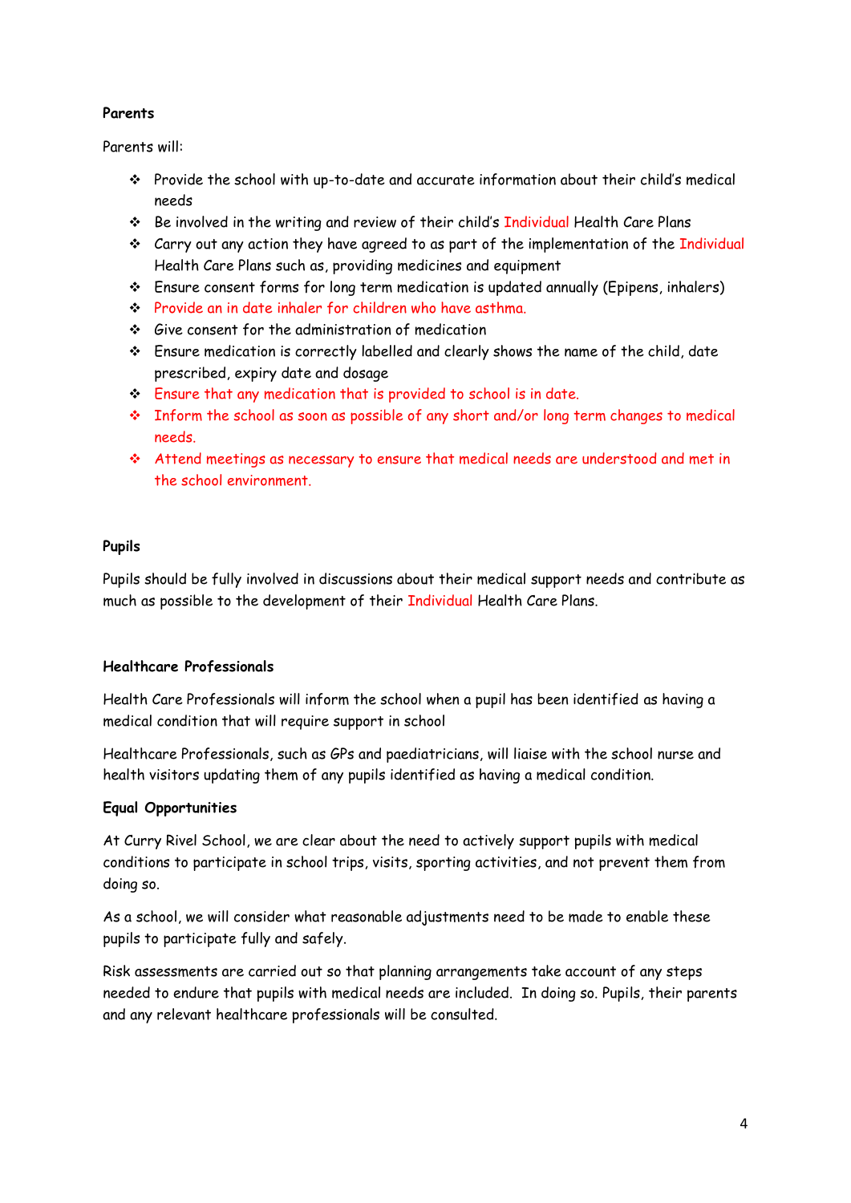**Parents**

Parents will:

- Provide the school with up-to-date and accurate information about their child's medical needs
- Be involved in the writing and review of their child's Individual Health Care Plans
- Carry out any action they have agreed to as part of the implementation of the Individual Health Care Plans such as, providing medicines and equipment
- Ensure consent forms for long term medication is updated annually (Epipens, inhalers)
- Provide an in date inhaler for children who have asthma.
- Give consent for the administration of medication
- Ensure medication is correctly labelled and clearly shows the name of the child, date prescribed, expiry date and dosage
- Ensure that any medication that is provided to school is in date.
- Inform the school as soon as possible of any short and/or long term changes to medical needs.
- Attend meetings as necessary to ensure that medical needs are understood and met in the school environment.

**Pupils**

Pupils should be fully involved in discussions about their medical support needs and contribute as much as possible to the development of their Individual Health Care Plans.

**Healthcare Professionals**

Health Care Professionals will inform the school when a pupil has been identified as having a medical condition that will require support in school

Healthcare Professionals, such as GPs and paediatricians, will liaise with the school nurse and health visitors updating them of any pupils identified as having a medical condition.

**Equal Opportunities**

At Curry Rivel School, we are clear about the need to actively support pupils with medical conditions to participate in school trips, visits, sporting activities, and not prevent them from doing so.

As a school, we will consider what reasonable adjustments need to be made to enable these pupils to participate fully and safely.

Risk assessments are carried out so that planning arrangements take account of any steps needed to endure that pupils with medical needs are included. In doing so. Pupils, their parents and any relevant healthcare professionals will be consulted.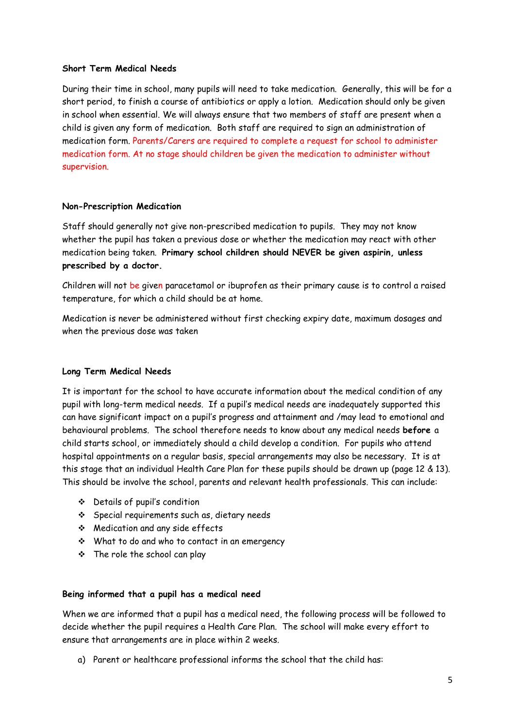**Short Term Medical Needs**

During their time in school, many pupils will need to take medication. Generally, this will be for a short period, to finish a course of antibiotics or apply a lotion. Medication should only be given in school when essential. We will always ensure that two members of staff are present when a child is given any form of medication. Both staff are required to sign an administration of medication form. Parents/Carers are required to complete a request for school to administer medication form. At no stage should children be given the medication to administer without supervision.

**Non-Prescription Medication**

Staff should generally not give non-prescribed medication to pupils. They may not know whether the pupil has taken a previous dose or whether the medication may react with other medication being taken. **Primary school children should NEVER be given aspirin, unless prescribed by a doctor.**

Children will not be given paracetamol or ibuprofen as their primary cause is to control a raised temperature, for which a child should be at home.

Medication is never be administered without first checking expiry date, maximum dosages and when the previous dose was taken

**Long Term Medical Needs**

It is important for the school to have accurate information about the medical condition of any pupil with long-term medical needs. If a pupil's medical needs are inadequately supported this can have significant impact on a pupil's progress and attainment and /may lead to emotional and behavioural problems. The school therefore needs to know about any medical needs **before** a child starts school, or immediately should a child develop a condition. For pupils who attend hospital appointments on a regular basis, special arrangements may also be necessary. It is at this stage that an individual Health Care Plan for these pupils should be drawn up (page 12 & 13). This should be involve the school, parents and relevant health professionals. This can include:

- Details of pupil's condition
- Special requirements such as, dietary needs
- Medication and any side effects
- What to do and who to contact in an emergency
- The role the school can play

**Being informed that a pupil has a medical need**

When we are informed that a pupil has a medical need, the following process will be followed to decide whether the pupil requires a Health Care Plan. The school will make every effort to ensure that arrangements are in place within 2 weeks.

a) Parent or healthcare professional informs the school that the child has: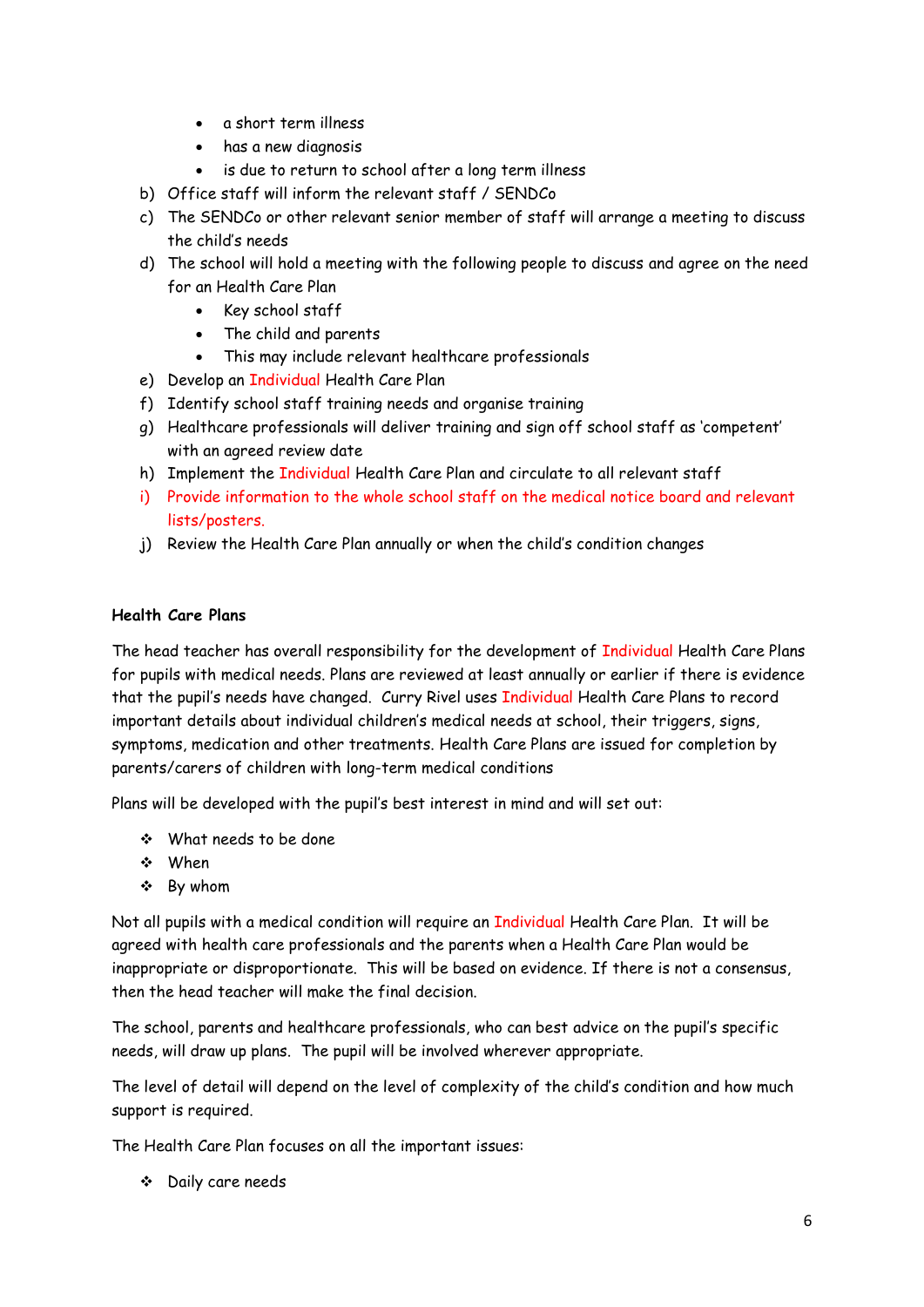- a short term illness
- has a new diagnosis
- is due to return to school after a long term illness

b) Office staff will inform the relevant staff / SENDCo

c) The SENDCo or other relevant senior member of staff will arrange a meeting to discuss the child's needs

d) The school will hold a meeting with the following people to discuss and agree on the need for an Health Care Plan
   - Key school staff
   - The child and parents
   - This may include relevant healthcare professionals

e) Develop an Individual Health Care Plan

f) Identify school staff training needs and organise training

g) Healthcare professionals will deliver training and sign off school staff as 'competent' with an agreed review date

h) Implement the Individual Health Care Plan and circulate to all relevant staff

i) Provide information to the whole school staff on the medical notice board and relevant lists/posters.

j) Review the Health Care Plan annually or when the child's condition changes

**Health Care Plans**

The head teacher has overall responsibility for the development of Individual Health Care Plans for pupils with medical needs. Plans are reviewed at least annually or earlier if there is evidence that the pupil's needs have changed. Curry Rivel uses Individual Health Care Plans to record important details about individual children's medical needs at school, their triggers, signs, symptoms, medication and other treatments. Health Care Plans are issued for completion by parents/carers of children with long-term medical conditions

Plans will be developed with the pupil's best interest in mind and will set out:

- What needs to be done
- When
- By whom

Not all pupils with a medical condition will require an Individual Health Care Plan. It will be agreed with health care professionals and the parents when a Health Care Plan would be inappropriate or disproportionate. This will be based on evidence. If there is not a consensus, then the head teacher will make the final decision.

The school, parents and healthcare professionals, who can best advice on the pupil's specific needs, will draw up plans. The pupil will be involved wherever appropriate.

The level of detail will depend on the level of complexity of the child's condition and how much support is required.

The Health Care Plan focuses on all the important issues:

- Daily care needs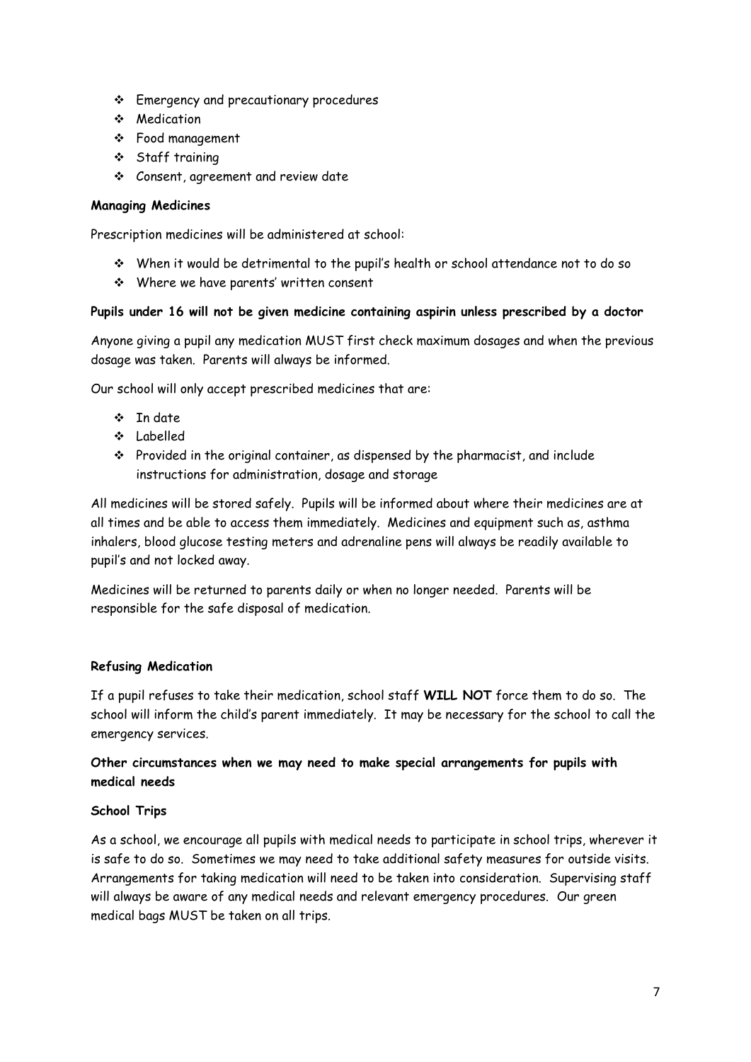- Emergency and precautionary procedures
- Medication
- Food management
- Staff training
- Consent, agreement and review date

**Managing Medicines**

Prescription medicines will be administered at school:

- When it would be detrimental to the pupil's health or school attendance not to do so
- Where we have parents' written consent

**Pupils under 16 will not be given medicine containing aspirin unless prescribed by a doctor**

Anyone giving a pupil any medication MUST first check maximum dosages and when the previous dosage was taken. Parents will always be informed.

Our school will only accept prescribed medicines that are:

- In date
- Labelled
- Provided in the original container, as dispensed by the pharmacist, and include instructions for administration, dosage and storage

All medicines will be stored safely. Pupils will be informed about where their medicines are at all times and be able to access them immediately. Medicines and equipment such as, asthma inhalers, blood glucose testing meters and adrenaline pens will always be readily available to pupil's and not locked away.

Medicines will be returned to parents daily or when no longer needed. Parents will be responsible for the safe disposal of medication.

**Refusing Medication**

If a pupil refuses to take their medication, school staff **WILL NOT** force them to do so. The school will inform the child's parent immediately. It may be necessary for the school to call the emergency services.

**Other circumstances when we may need to make special arrangements for pupils with medical needs**

**School Trips**

As a school, we encourage all pupils with medical needs to participate in school trips, wherever it is safe to do so. Sometimes we may need to take additional safety measures for outside visits. Arrangements for taking medication will need to be taken into consideration. Supervising staff will always be aware of any medical needs and relevant emergency procedures. Our green medical bags MUST be taken on all trips.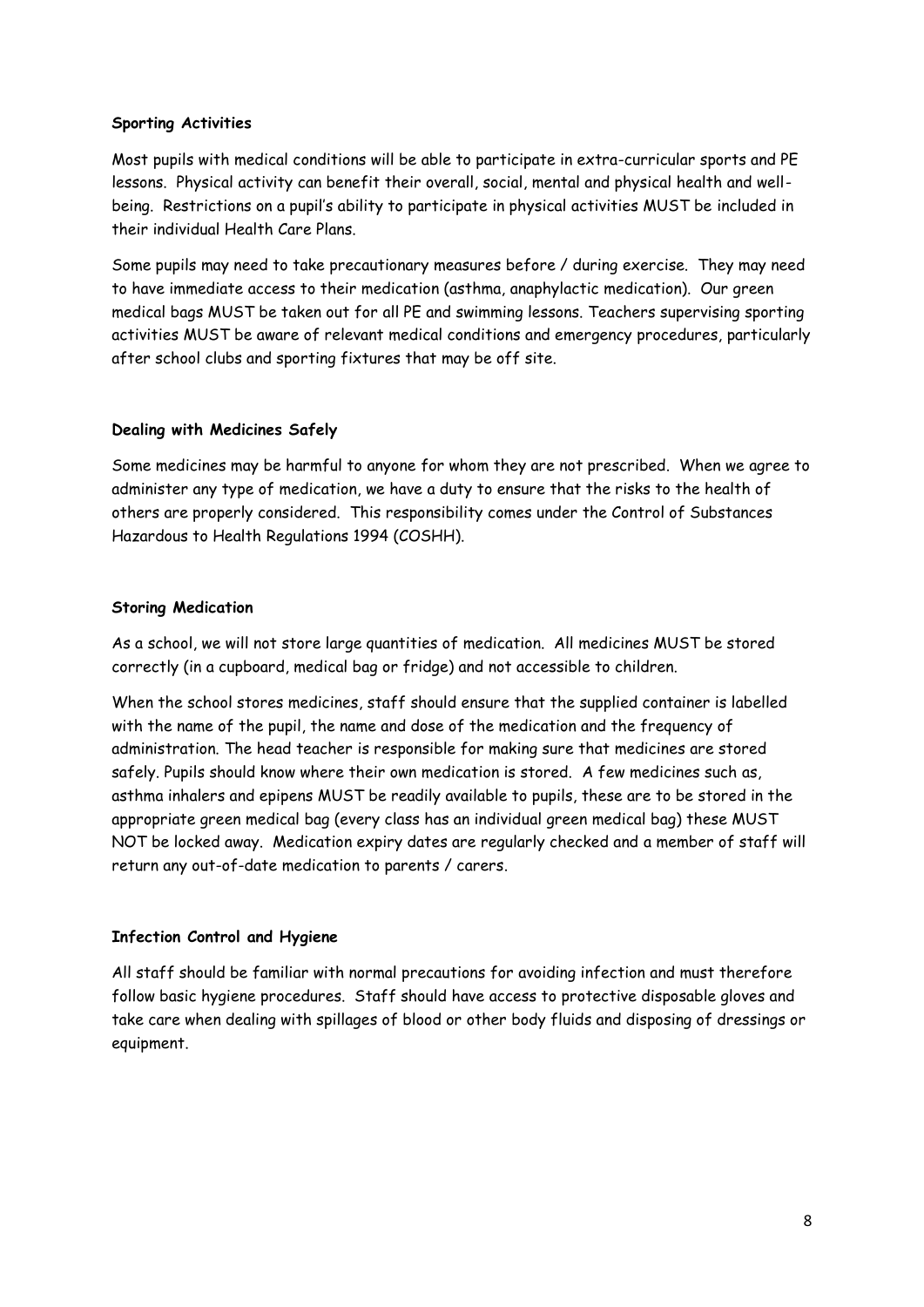**Sporting Activities**

Most pupils with medical conditions will be able to participate in extra-curricular sports and PE lessons. Physical activity can benefit their overall, social, mental and physical health and well-being. Restrictions on a pupil's ability to participate in physical activities MUST be included in their individual Health Care Plans.

Some pupils may need to take precautionary measures before / during exercise. They may need to have immediate access to their medication (asthma, anaphylactic medication). Our green medical bags MUST be taken out for all PE and swimming lessons. Teachers supervising sporting activities MUST be aware of relevant medical conditions and emergency procedures, particularly after school clubs and sporting fixtures that may be off site.

**Dealing with Medicines Safely**

Some medicines may be harmful to anyone for whom they are not prescribed. When we agree to administer any type of medication, we have a duty to ensure that the risks to the health of others are properly considered. This responsibility comes under the Control of Substances Hazardous to Health Regulations 1994 (COSHH).

**Storing Medication**

As a school, we will not store large quantities of medication. All medicines MUST be stored correctly (in a cupboard, medical bag or fridge) and not accessible to children.

When the school stores medicines, staff should ensure that the supplied container is labelled with the name of the pupil, the name and dose of the medication and the frequency of administration. The head teacher is responsible for making sure that medicines are stored safely. Pupils should know where their own medication is stored. A few medicines such as, asthma inhalers and epipens MUST be readily available to pupils, these are to be stored in the appropriate green medical bag (every class has an individual green medical bag) these MUST NOT be locked away. Medication expiry dates are regularly checked and a member of staff will return any out-of-date medication to parents / carers.

**Infection Control and Hygiene**

All staff should be familiar with normal precautions for avoiding infection and must therefore follow basic hygiene procedures. Staff should have access to protective disposable gloves and take care when dealing with spillages of blood or other body fluids and disposing of dressings or equipment.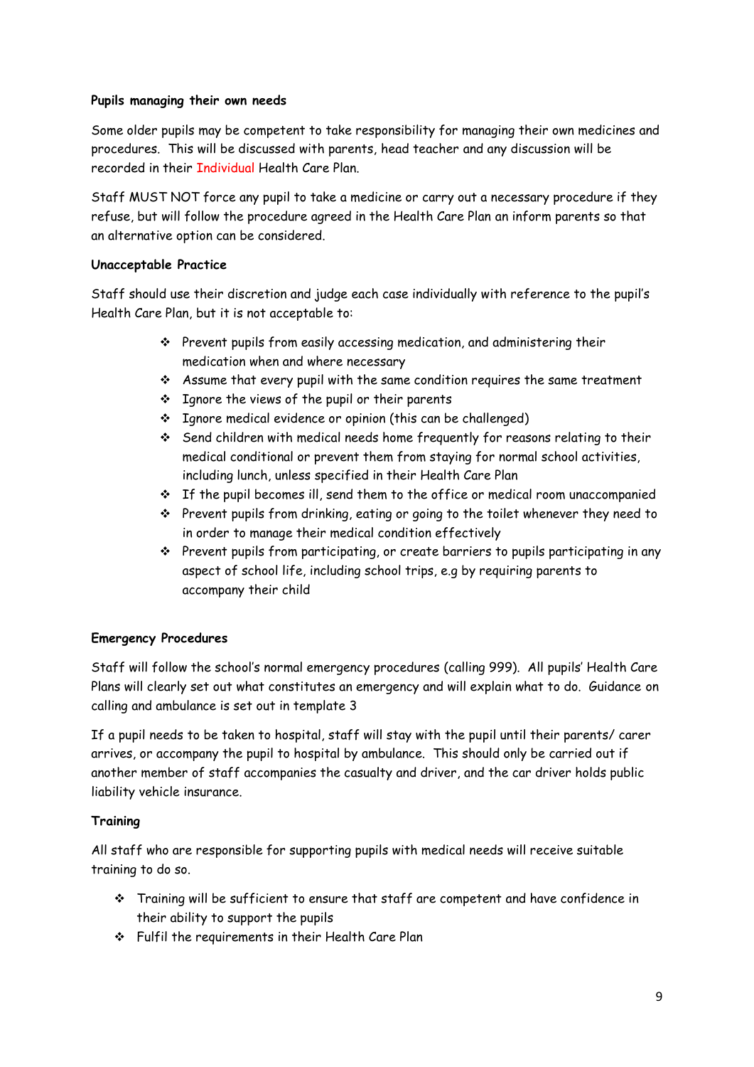**Pupils managing their own needs**

Some older pupils may be competent to take responsibility for managing their own medicines and procedures. This will be discussed with parents, head teacher and any discussion will be recorded in their Individual Health Care Plan.

Staff MUST NOT force any pupil to take a medicine or carry out a necessary procedure if they refuse, but will follow the procedure agreed in the Health Care Plan an inform parents so that an alternative option can be considered.

**Unacceptable Practice**

Staff should use their discretion and judge each case individually with reference to the pupil's Health Care Plan, but it is not acceptable to:

- Prevent pupils from easily accessing medication, and administering their medication when and where necessary
- Assume that every pupil with the same condition requires the same treatment
- Ignore the views of the pupil or their parents
- Ignore medical evidence or opinion (this can be challenged)
- Send children with medical needs home frequently for reasons relating to their medical conditional or prevent them from staying for normal school activities, including lunch, unless specified in their Health Care Plan
- If the pupil becomes ill, send them to the office or medical room unaccompanied
- Prevent pupils from drinking, eating or going to the toilet whenever they need to in order to manage their medical condition effectively
- Prevent pupils from participating, or create barriers to pupils participating in any aspect of school life, including school trips, e.g by requiring parents to accompany their child

**Emergency Procedures**

Staff will follow the school's normal emergency procedures (calling 999). All pupils' Health Care Plans will clearly set out what constitutes an emergency and will explain what to do. Guidance on calling and ambulance is set out in template 3

If a pupil needs to be taken to hospital, staff will stay with the pupil until their parents/ carer arrives, or accompany the pupil to hospital by ambulance. This should only be carried out if another member of staff accompanies the casualty and driver, and the car driver holds public liability vehicle insurance.

**Training**

All staff who are responsible for supporting pupils with medical needs will receive suitable training to do so.

- Training will be sufficient to ensure that staff are competent and have confidence in their ability to support the pupils
- Fulfil the requirements in their Health Care Plan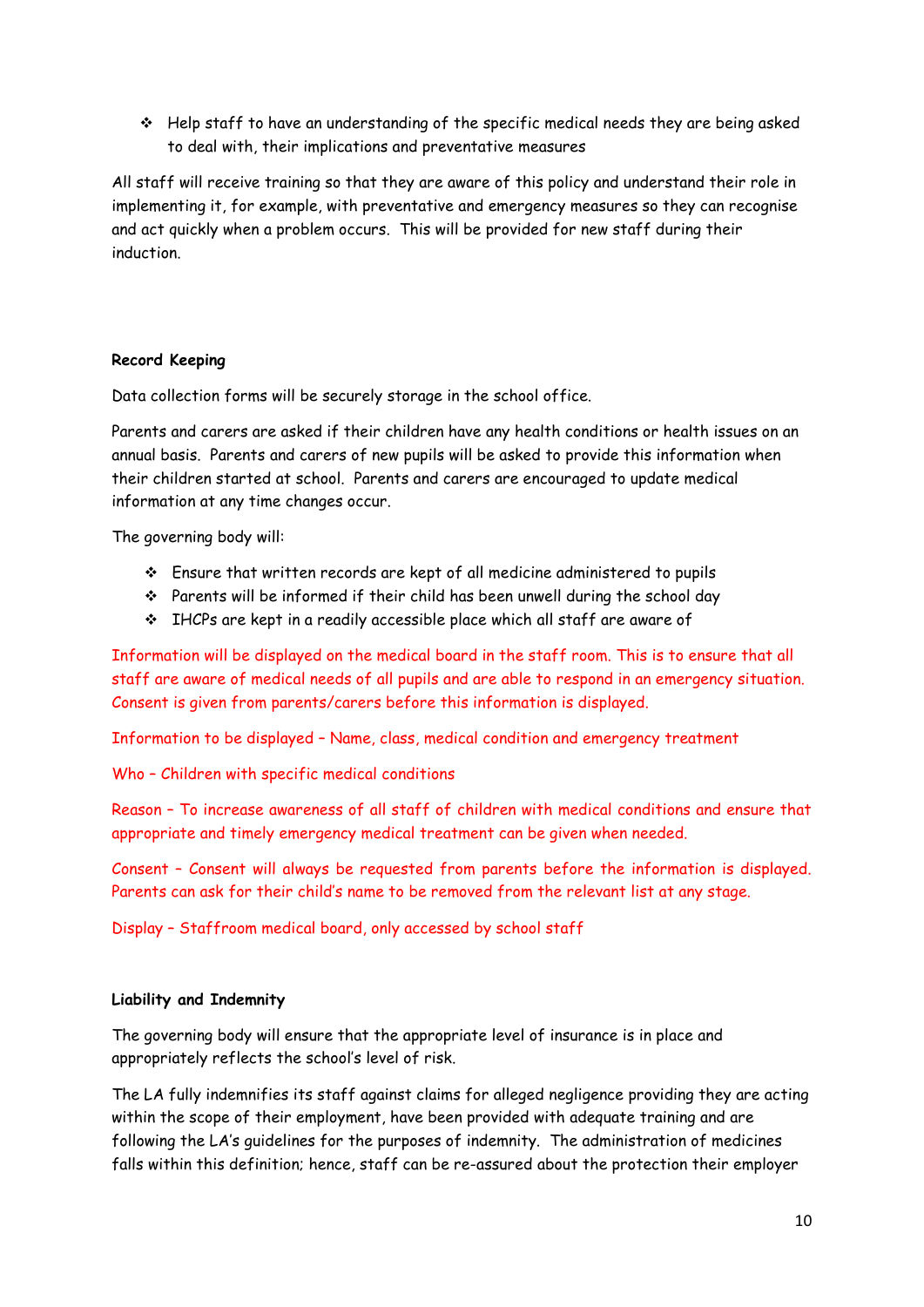- Help staff to have an understanding of the specific medical needs they are being asked to deal with, their implications and preventative measures

All staff will receive training so that they are aware of this policy and understand their role in implementing it, for example, with preventative and emergency measures so they can recognise and act quickly when a problem occurs. This will be provided for new staff during their induction.

**Record Keeping**

Data collection forms will be securely storage in the school office.

Parents and carers are asked if their children have any health conditions or health issues on an annual basis. Parents and carers of new pupils will be asked to provide this information when their children started at school. Parents and carers are encouraged to update medical information at any time changes occur.

The governing body will:

- Ensure that written records are kept of all medicine administered to pupils
- Parents will be informed if their child has been unwell during the school day
- IHCPs are kept in a readily accessible place which all staff are aware of

Information will be displayed on the medical board in the staff room. This is to ensure that all staff are aware of medical needs of all pupils and are able to respond in an emergency situation. Consent is given from parents/carers before this information is displayed.

Information to be displayed – Name, class, medical condition and emergency treatment

Who – Children with specific medical conditions

Reason – To increase awareness of all staff of children with medical conditions and ensure that appropriate and timely emergency medical treatment can be given when needed.

Consent – Consent will always be requested from parents before the information is displayed. Parents can ask for their child's name to be removed from the relevant list at any stage.

Display – Staffroom medical board, only accessed by school staff

**Liability and Indemnity**

The governing body will ensure that the appropriate level of insurance is in place and appropriately reflects the school's level of risk.

The LA fully indemnifies its staff against claims for alleged negligence providing they are acting within the scope of their employment, have been provided with adequate training and are following the LA's guidelines for the purposes of indemnity. The administration of medicines falls within this definition; hence, staff can be re-assured about the protection their employer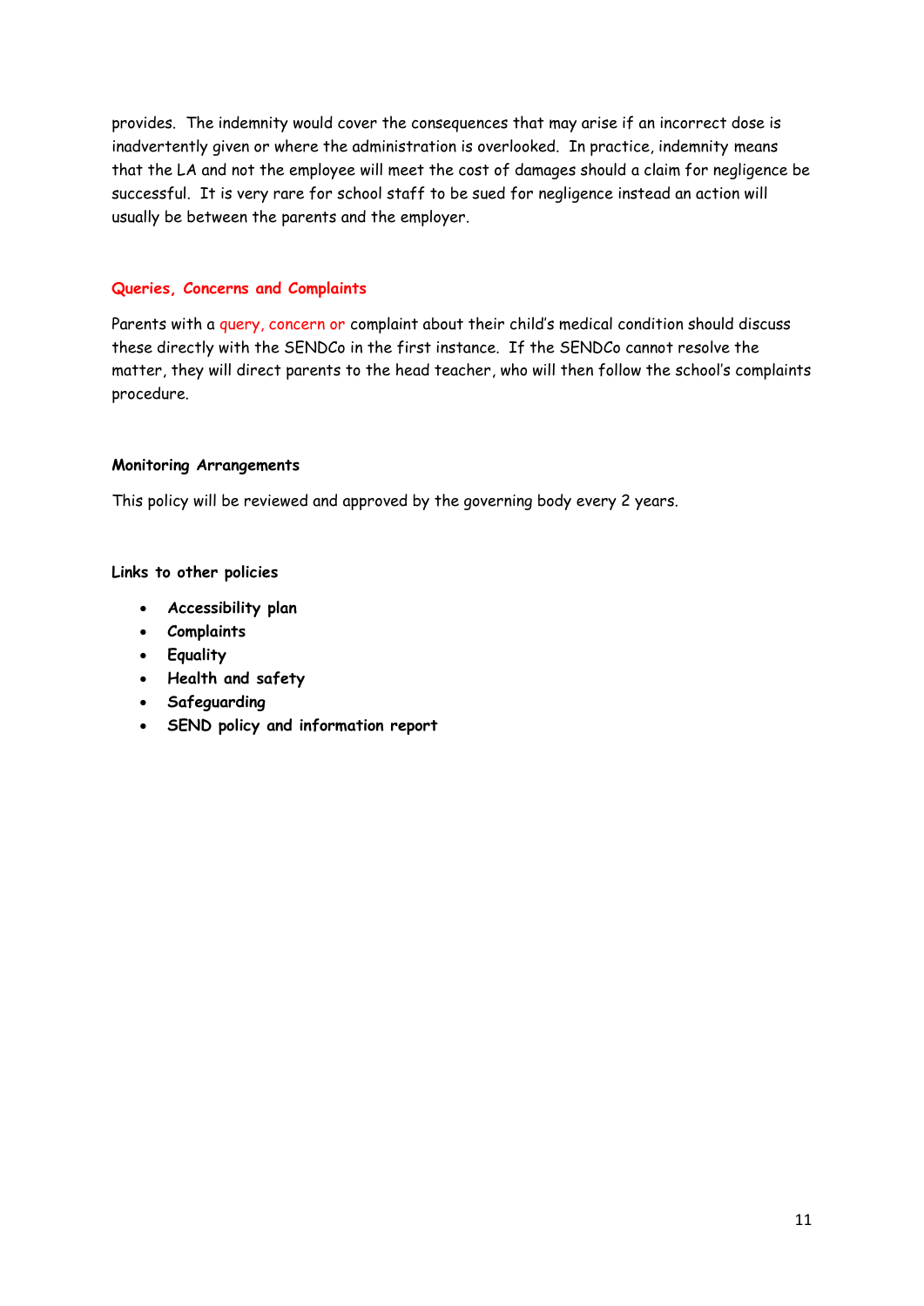provides. The indemnity would cover the consequences that may arise if an incorrect dose is inadvertently given or where the administration is overlooked. In practice, indemnity means that the LA and not the employee will meet the cost of damages should a claim for negligence be successful. It is very rare for school staff to be sued for negligence instead an action will usually be between the parents and the employer.

### Queries, Concerns and Complaints

Parents with a query, concern or complaint about their child's medical condition should discuss these directly with the SENDCo in the first instance. If the SENDCo cannot resolve the matter, they will direct parents to the head teacher, who will then follow the school's complaints procedure.

### Monitoring Arrangements

This policy will be reviewed and approved by the governing body every 2 years.

### Links to other policies

- **Accessibility plan**
- **Complaints**
- **Equality**
- **Health and safety**
- **Safeguarding**
- **SEND policy and information report**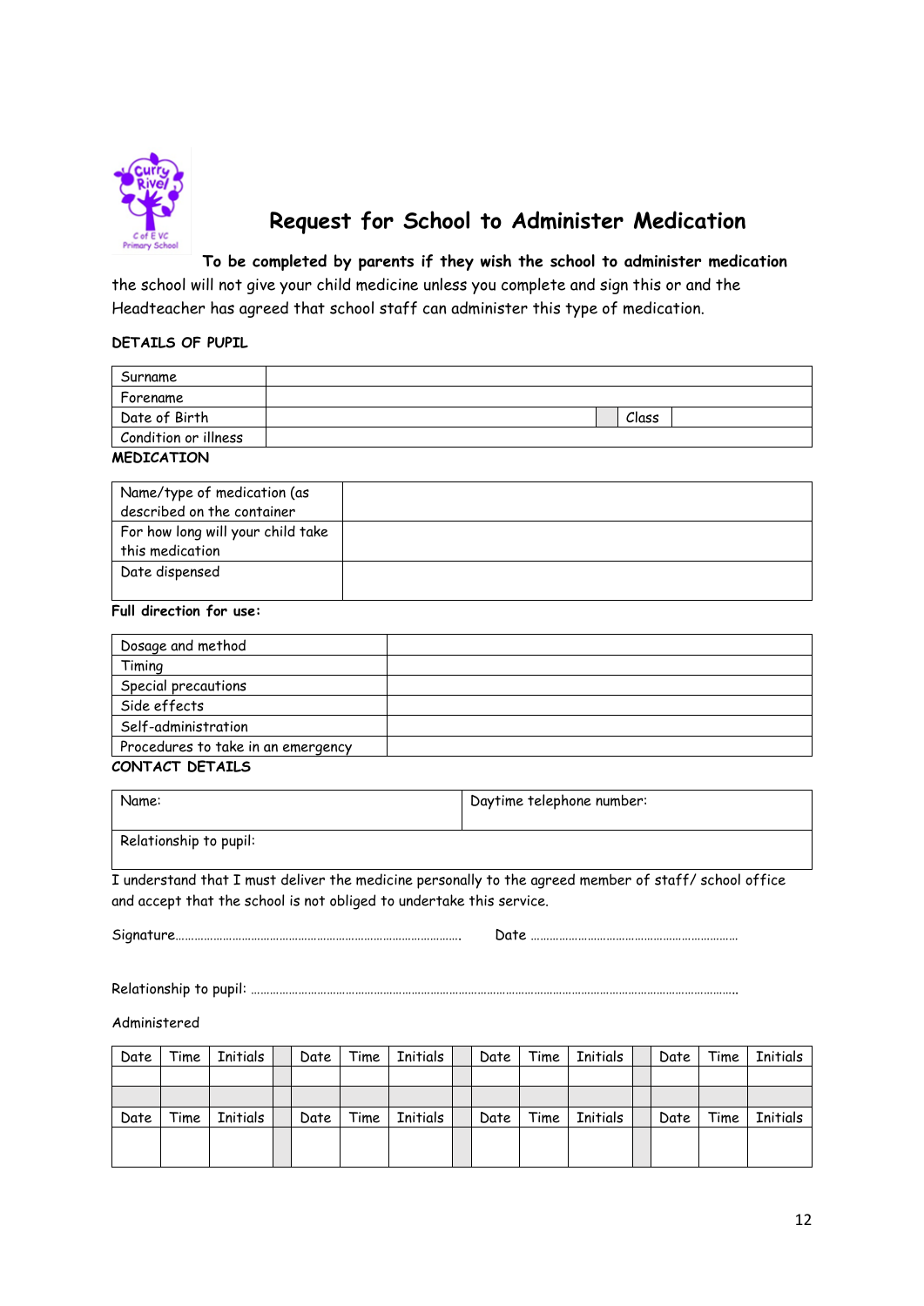# Request for School to Administer Medication

**To be completed by parents if they wish the school to administer medication** the school will not give your child medicine unless you complete and sign this or and the Headteacher has agreed that school staff can administer this type of medication.

**DETAILS OF PUPIL**

| | | | |
|---|---|---|---|
| Surname | | | |
| Forename | | | |
| Date of Birth | | Class | |
| Condition or illness | | | |

**MEDICATION**

| | |
|---|---|
| Name/type of medication (as described on the container | |
| For how long will your child take this medication | |
| Date dispensed | |

**Full direction for use:**

| | |
|---|---|
| Dosage and method | |
| Timing | |
| Special precautions | |
| Side effects | |
| Self-administration | |
| Procedures to take in an emergency | |

**CONTACT DETAILS**

| | |
|---|---|
| Name: | Daytime telephone number: |
| Relationship to pupil: | |

I understand that I must deliver the medicine personally to the agreed member of staff/ school office and accept that the school is not obliged to undertake this service.

Signature………………………………………………………………………………. Date …………………………………………………………

Relationship to pupil: ……………………………………………………………………………………………………………………………………………

Administered

| Date | Time | Initials | | Date | Time | Initials | | Date | Time | Initials | | Date | Time | Initials |
|---|---|---|---|---|---|---|---|---|---|---|---|---|---|---|
| | | | | | | | | | | | | | | |
| | | | | | | | | | | | | | | |
| Date | Time | Initials | | Date | Time | Initials | | Date | Time | Initials | | Date | Time | Initials |
| | | | | | | | | | | | | | | |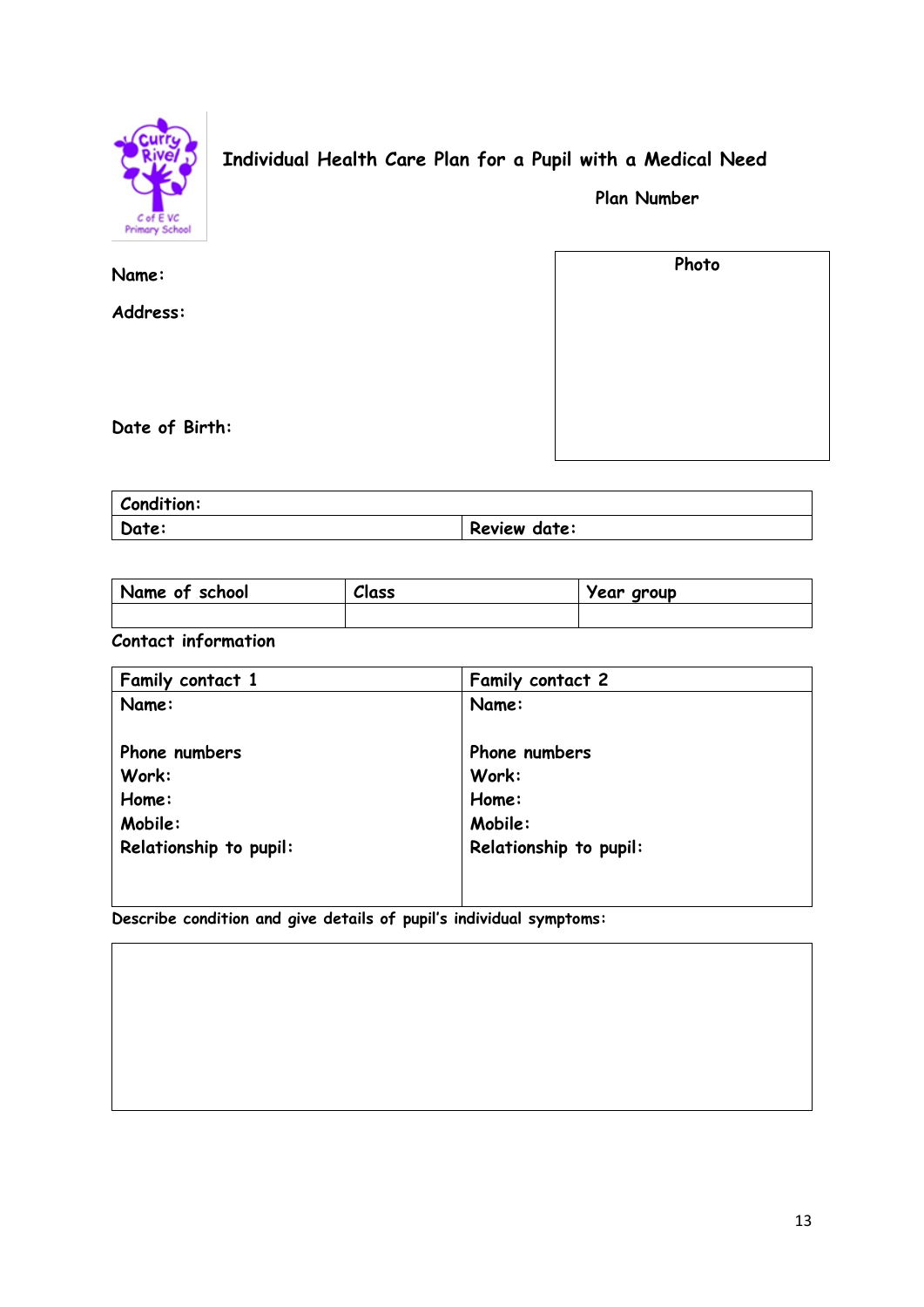# Individual Health Care Plan for a Pupil with a Medical Need

**Plan Number**

**Name:**

**Address:**

**Date of Birth:**

**Photo**

| **Condition:** | |
|---|---|
| **Date:** | **Review date:** |

| Name of school | Class | Year group |
|---|---|---|
| | | |

**Contact information**

| Family contact 1 | Family contact 2 |
|---|---|
| Name:<br><br>Phone numbers<br>Work:<br>Home:<br>Mobile:<br>Relationship to pupil: | Name:<br><br>Phone numbers<br>Work:<br>Home:<br>Mobile:<br>Relationship to pupil: |

**Describe condition and give details of pupil's individual symptoms:**

| |
|---|
| |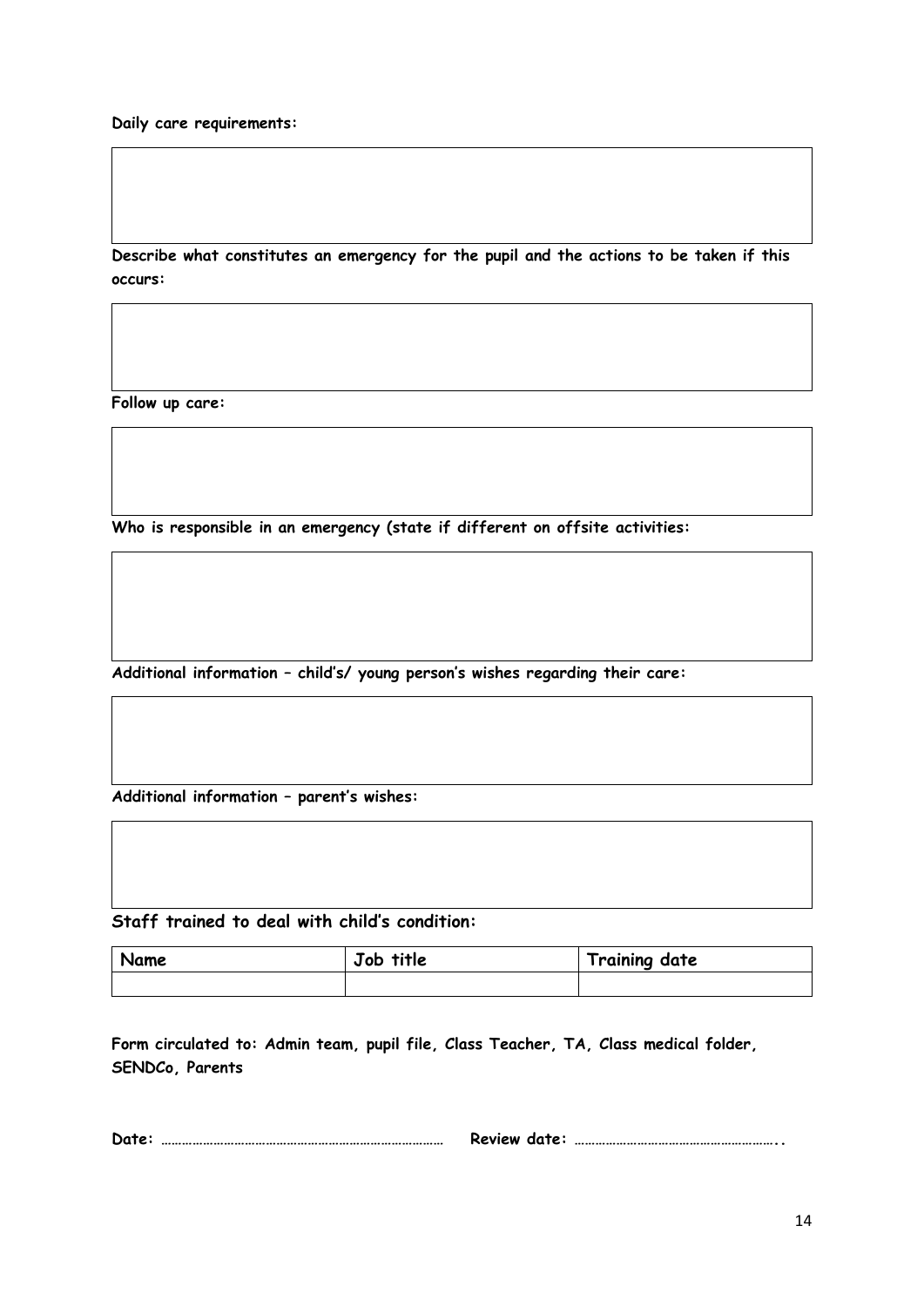**Daily care requirements:**

**Describe what constitutes an emergency for the pupil and the actions to be taken if this occurs:**

**Follow up care:**

**Who is responsible in an emergency (state if different on offsite activities:**

**Additional information – child's/ young person's wishes regarding their care:**

**Additional information – parent's wishes:**

**Staff trained to deal with child's condition:**

| Name | Job title | Training date |
|---|---|---|
| | | |

**Form circulated to: Admin team, pupil file, Class Teacher, TA, Class medical folder, SENDCo, Parents**

**Date:** ……………………………………………………………………… **Review date:** ………………………………………………..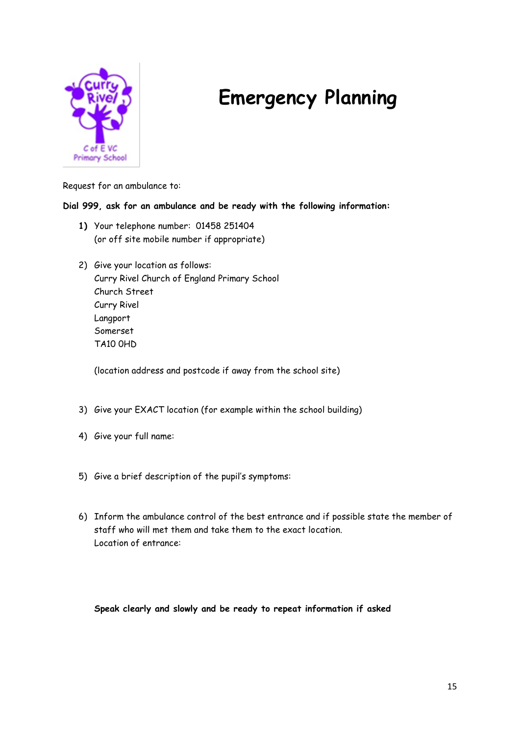# Emergency Planning

Request for an ambulance to:

**Dial 999, ask for an ambulance and be ready with the following information:**

1) Your telephone number: 01458 251404
   (or off site mobile number if appropriate)

2) Give your location as follows:
   Curry Rivel Church of England Primary School
   Church Street
   Curry Rivel
   Langport
   Somerset
   TA10 0HD

   (location address and postcode if away from the school site)

3) Give your EXACT location (for example within the school building)

4) Give your full name:

5) Give a brief description of the pupil's symptoms:

6) Inform the ambulance control of the best entrance and if possible state the member of staff who will met them and take them to the exact location.
   Location of entrance:

**Speak clearly and slowly and be ready to repeat information if asked**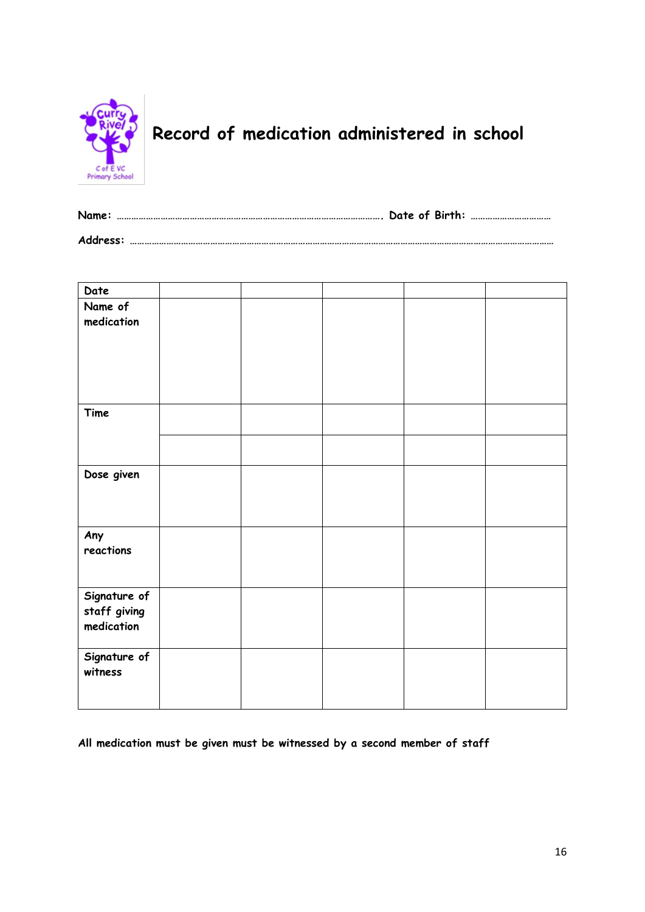# Record of medication administered in school

**Name:** ……………………………………………………………………………………………. **Date of Birth:** ……………………………

**Address:** ……………………………………………………………………………………………………………………………………………………

| Date | | | | | |
|---|---|---|---|---|---|
| Name of medication | | | | | |
| Time | | | | | |
| | | | | | |
| Dose given | | | | | |
| Any reactions | | | | | |
| Signature of staff giving medication | | | | | |
| Signature of witness | | | | | |

**All medication must be given must be witnessed by a second member of staff**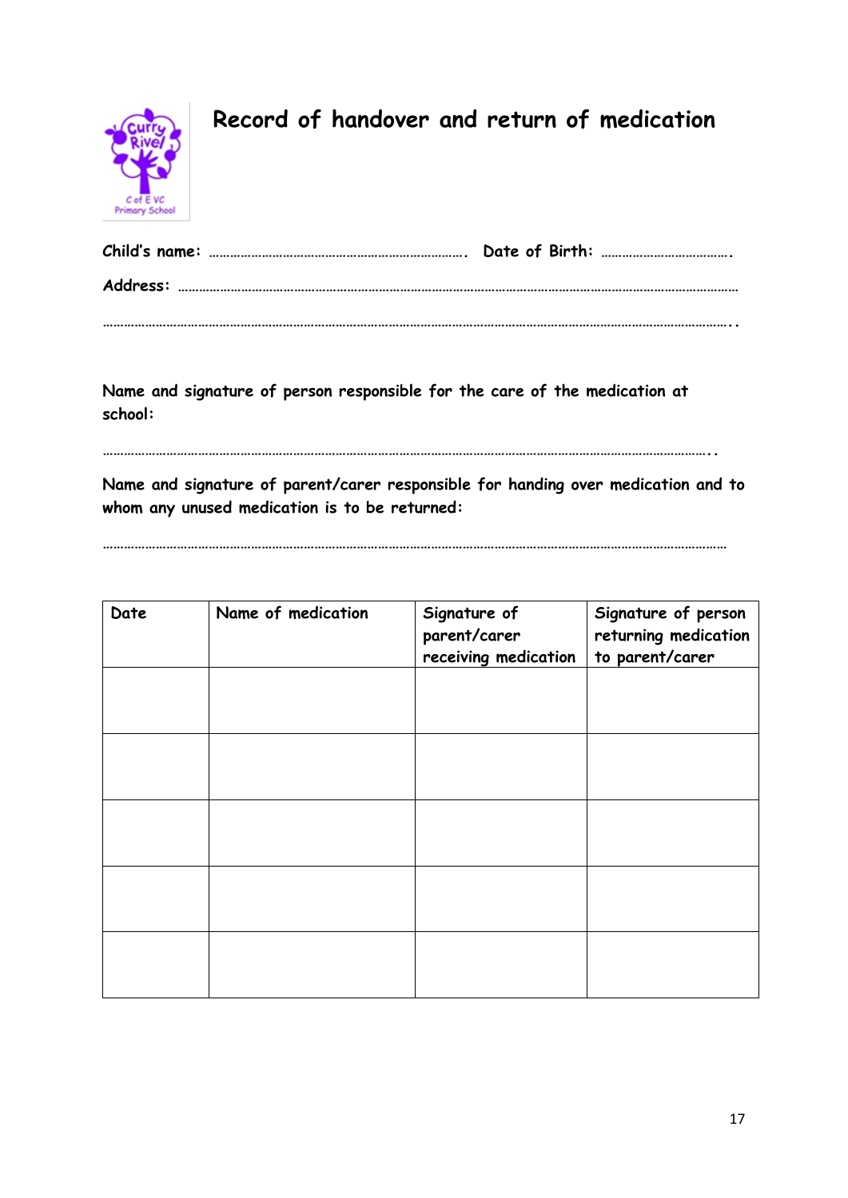# Record of handover and return of medication

**Child's name:** ………………………………………………………………. **Date of Birth:** ……………………………….

**Address:** ……………………………………………………………………………………………………………………………………………

……………………………………………………………………………………………………………………………………………………..

**Name and signature of person responsible for the care of the medication at school:**

……………………………………………………………………………………………………………………………………………..

**Name and signature of parent/carer responsible for handing over medication and to whom any unused medication is to be returned:**

……………………………………………………………………………………………………………………………………………

| Date | Name of medication | Signature of parent/carer receiving medication | Signature of person returning medication to parent/carer |
|---|---|---|---|
| | | | |
| | | | |
| | | | |
| | | | |
| | | | |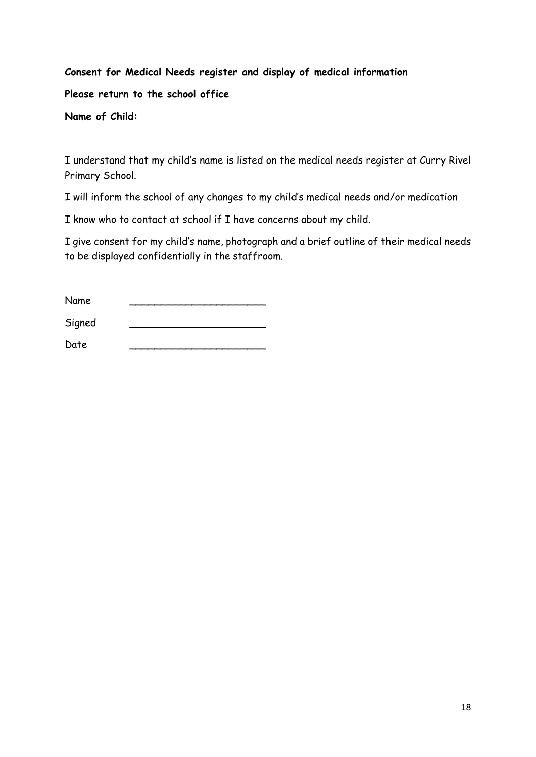**Consent for Medical Needs register and display of medical information**

**Please return to the school office**

**Name of Child:**

I understand that my child's name is listed on the medical needs register at Curry Rivel Primary School.

I will inform the school of any changes to my child's medical needs and/or medication

I know who to contact at school if I have concerns about my child.

I give consent for my child's name, photograph and a brief outline of their medical needs to be displayed confidentially in the staffroom.

Name ______________________

Signed ______________________

Date ______________________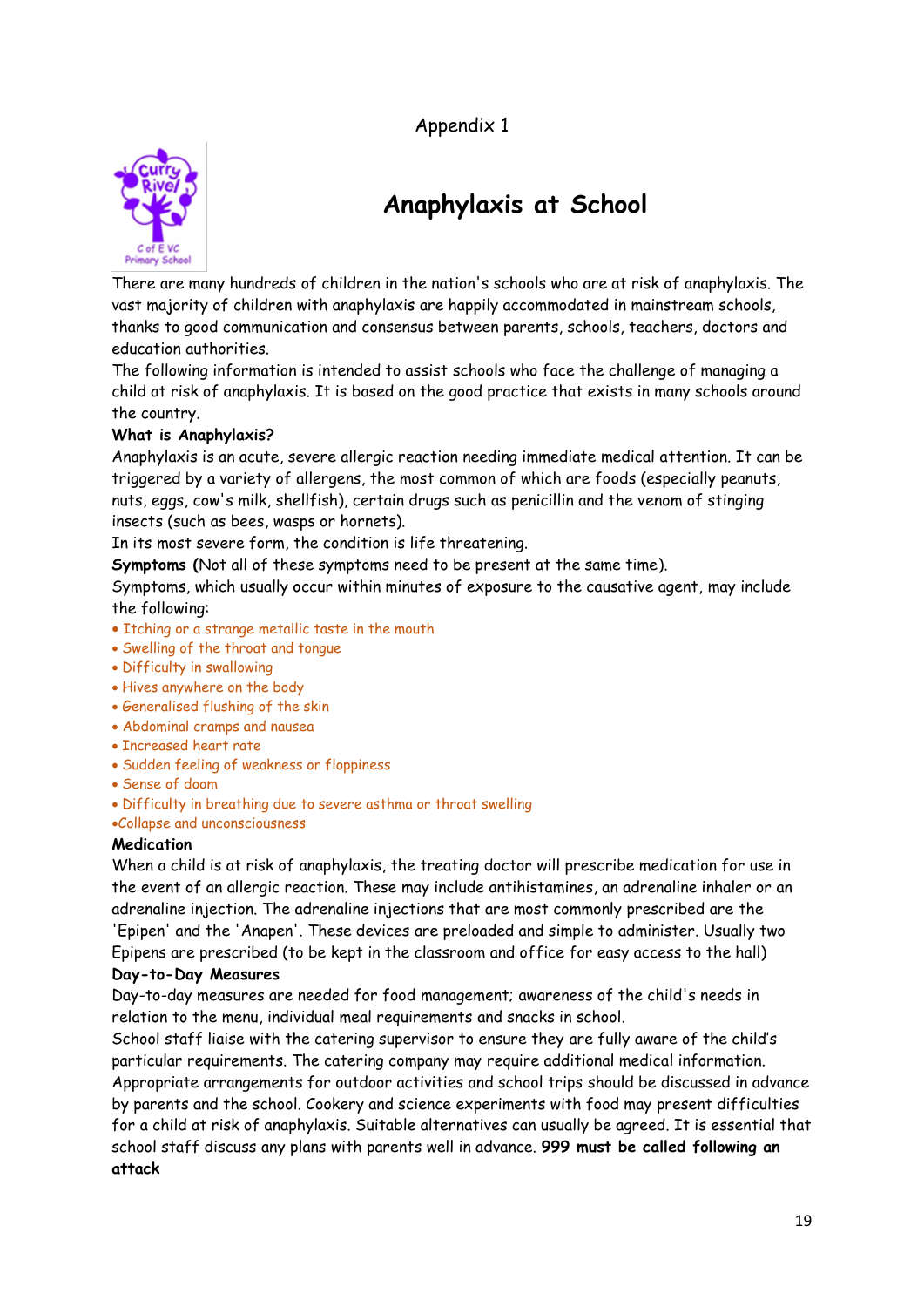Appendix 1

# Anaphylaxis at School

There are many hundreds of children in the nation's schools who are at risk of anaphylaxis. The vast majority of children with anaphylaxis are happily accommodated in mainstream schools, thanks to good communication and consensus between parents, schools, teachers, doctors and education authorities.

The following information is intended to assist schools who face the challenge of managing a child at risk of anaphylaxis. It is based on the good practice that exists in many schools around the country.

**What is Anaphylaxis?**

Anaphylaxis is an acute, severe allergic reaction needing immediate medical attention. It can be triggered by a variety of allergens, the most common of which are foods (especially peanuts, nuts, eggs, cow's milk, shellfish), certain drugs such as penicillin and the venom of stinging insects (such as bees, wasps or hornets).

In its most severe form, the condition is life threatening.

**Symptoms** (Not all of these symptoms need to be present at the same time).

Symptoms, which usually occur within minutes of exposure to the causative agent, may include the following:

- Itching or a strange metallic taste in the mouth
- Swelling of the throat and tongue
- Difficulty in swallowing
- Hives anywhere on the body
- Generalised flushing of the skin
- Abdominal cramps and nausea
- Increased heart rate
- Sudden feeling of weakness or floppiness
- Sense of doom
- Difficulty in breathing due to severe asthma or throat swelling
- Collapse and unconsciousness

**Medication**

When a child is at risk of anaphylaxis, the treating doctor will prescribe medication for use in the event of an allergic reaction. These may include antihistamines, an adrenaline inhaler or an adrenaline injection. The adrenaline injections that are most commonly prescribed are the 'Epipen' and the 'Anapen'. These devices are preloaded and simple to administer. Usually two Epipens are prescribed (to be kept in the classroom and office for easy access to the hall)

**Day-to-Day Measures**

Day-to-day measures are needed for food management; awareness of the child's needs in relation to the menu, individual meal requirements and snacks in school.

School staff liaise with the catering supervisor to ensure they are fully aware of the child's particular requirements. The catering company may require additional medical information.

Appropriate arrangements for outdoor activities and school trips should be discussed in advance by parents and the school. Cookery and science experiments with food may present difficulties for a child at risk of anaphylaxis. Suitable alternatives can usually be agreed. It is essential that school staff discuss any plans with parents well in advance. **999 must be called following an attack**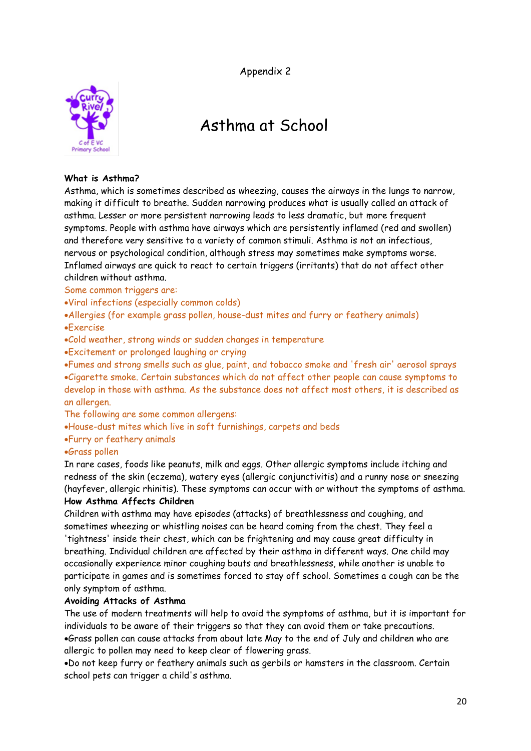Appendix 2

# Asthma at School

**What is Asthma?**

Asthma, which is sometimes described as wheezing, causes the airways in the lungs to narrow, making it difficult to breathe. Sudden narrowing produces what is usually called an attack of asthma. Lesser or more persistent narrowing leads to less dramatic, but more frequent symptoms. People with asthma have airways which are persistently inflamed (red and swollen) and therefore very sensitive to a variety of common stimuli. Asthma is not an infectious, nervous or psychological condition, although stress may sometimes make symptoms worse. Inflamed airways are quick to react to certain triggers (irritants) that do not affect other children without asthma.

Some common triggers are:

- Viral infections (especially common colds)
- Allergies (for example grass pollen, house-dust mites and furry or feathery animals)
- Exercise
- Cold weather, strong winds or sudden changes in temperature
- Excitement or prolonged laughing or crying
- Fumes and strong smells such as glue, paint, and tobacco smoke and 'fresh air' aerosol sprays
- Cigarette smoke. Certain substances which do not affect other people can cause symptoms to develop in those with asthma. As the substance does not affect most others, it is described as an allergen.

The following are some common allergens:

- House-dust mites which live in soft furnishings, carpets and beds
- Furry or feathery animals
- Grass pollen

In rare cases, foods like peanuts, milk and eggs. Other allergic symptoms include itching and redness of the skin (eczema), watery eyes (allergic conjunctivitis) and a runny nose or sneezing (hayfever, allergic rhinitis). These symptoms can occur with or without the symptoms of asthma.

**How Asthma Affects Children**

Children with asthma may have episodes (attacks) of breathlessness and coughing, and sometimes wheezing or whistling noises can be heard coming from the chest. They feel a 'tightness' inside their chest, which can be frightening and may cause great difficulty in breathing. Individual children are affected by their asthma in different ways. One child may occasionally experience minor coughing bouts and breathlessness, while another is unable to participate in games and is sometimes forced to stay off school. Sometimes a cough can be the only symptom of asthma.

**Avoiding Attacks of Asthma**

The use of modern treatments will help to avoid the symptoms of asthma, but it is important for individuals to be aware of their triggers so that they can avoid them or take precautions.

- Grass pollen can cause attacks from about late May to the end of July and children who are allergic to pollen may need to keep clear of flowering grass.
- Do not keep furry or feathery animals such as gerbils or hamsters in the classroom. Certain school pets can trigger a child's asthma.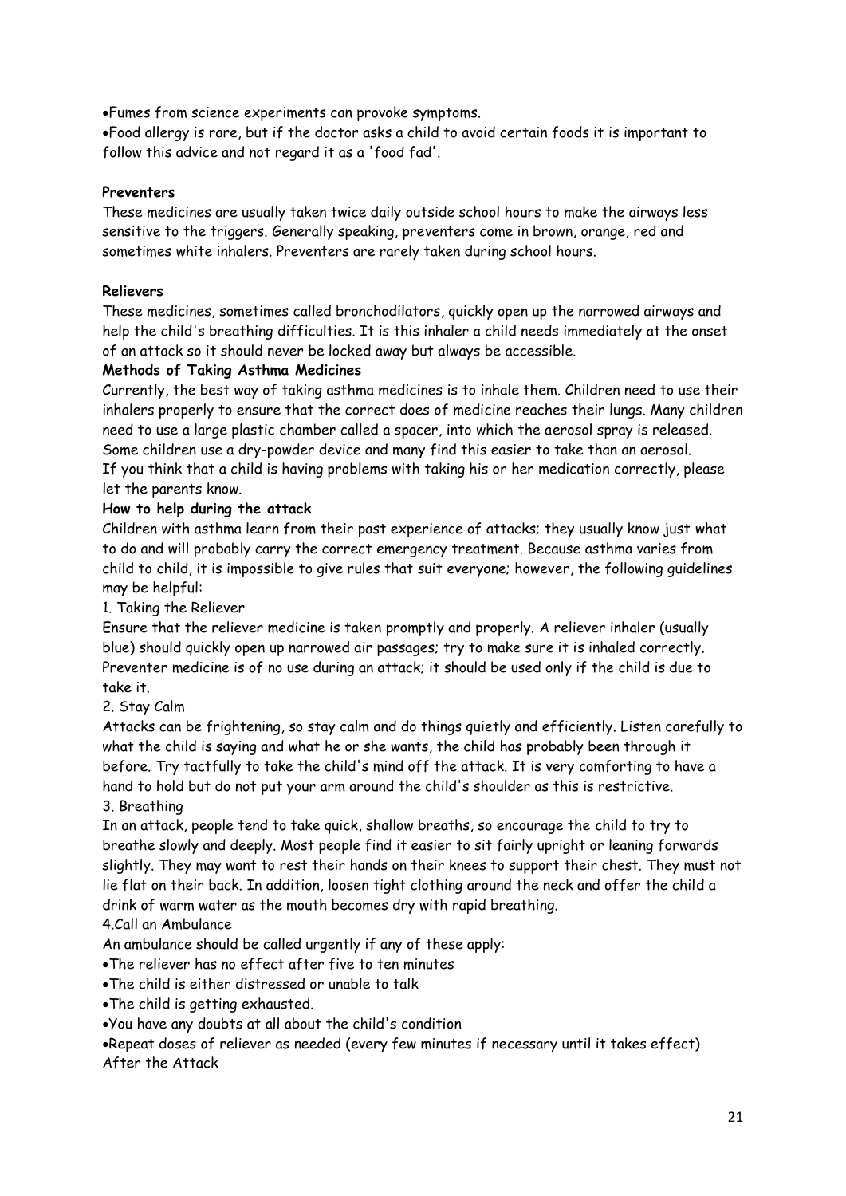- Fumes from science experiments can provoke symptoms.
- Food allergy is rare, but if the doctor asks a child to avoid certain foods it is important to follow this advice and not regard it as a 'food fad'.

**Preventers**

These medicines are usually taken twice daily outside school hours to make the airways less sensitive to the triggers. Generally speaking, preventers come in brown, orange, red and sometimes white inhalers. Preventers are rarely taken during school hours.

**Relievers**

These medicines, sometimes called bronchodilators, quickly open up the narrowed airways and help the child's breathing difficulties. It is this inhaler a child needs immediately at the onset of an attack so it should never be locked away but always be accessible.

**Methods of Taking Asthma Medicines**

Currently, the best way of taking asthma medicines is to inhale them. Children need to use their inhalers properly to ensure that the correct does of medicine reaches their lungs. Many children need to use a large plastic chamber called a spacer, into which the aerosol spray is released. Some children use a dry-powder device and many find this easier to take than an aerosol. If you think that a child is having problems with taking his or her medication correctly, please let the parents know.

**How to help during the attack**

Children with asthma learn from their past experience of attacks; they usually know just what to do and will probably carry the correct emergency treatment. Because asthma varies from child to child, it is impossible to give rules that suit everyone; however, the following guidelines may be helpful:

1. Taking the Reliever

Ensure that the reliever medicine is taken promptly and properly. A reliever inhaler (usually blue) should quickly open up narrowed air passages; try to make sure it is inhaled correctly. Preventer medicine is of no use during an attack; it should be used only if the child is due to take it.

2. Stay Calm

Attacks can be frightening, so stay calm and do things quietly and efficiently. Listen carefully to what the child is saying and what he or she wants, the child has probably been through it before. Try tactfully to take the child's mind off the attack. It is very comforting to have a hand to hold but do not put your arm around the child's shoulder as this is restrictive.

3. Breathing

In an attack, people tend to take quick, shallow breaths, so encourage the child to try to breathe slowly and deeply. Most people find it easier to sit fairly upright or leaning forwards slightly. They may want to rest their hands on their knees to support their chest. They must not lie flat on their back. In addition, loosen tight clothing around the neck and offer the child a drink of warm water as the mouth becomes dry with rapid breathing.

4.Call an Ambulance

An ambulance should be called urgently if any of these apply:

- The reliever has no effect after five to ten minutes
- The child is either distressed or unable to talk
- The child is getting exhausted.
- You have any doubts at all about the child's condition
- Repeat doses of reliever as needed (every few minutes if necessary until it takes effect)

After the Attack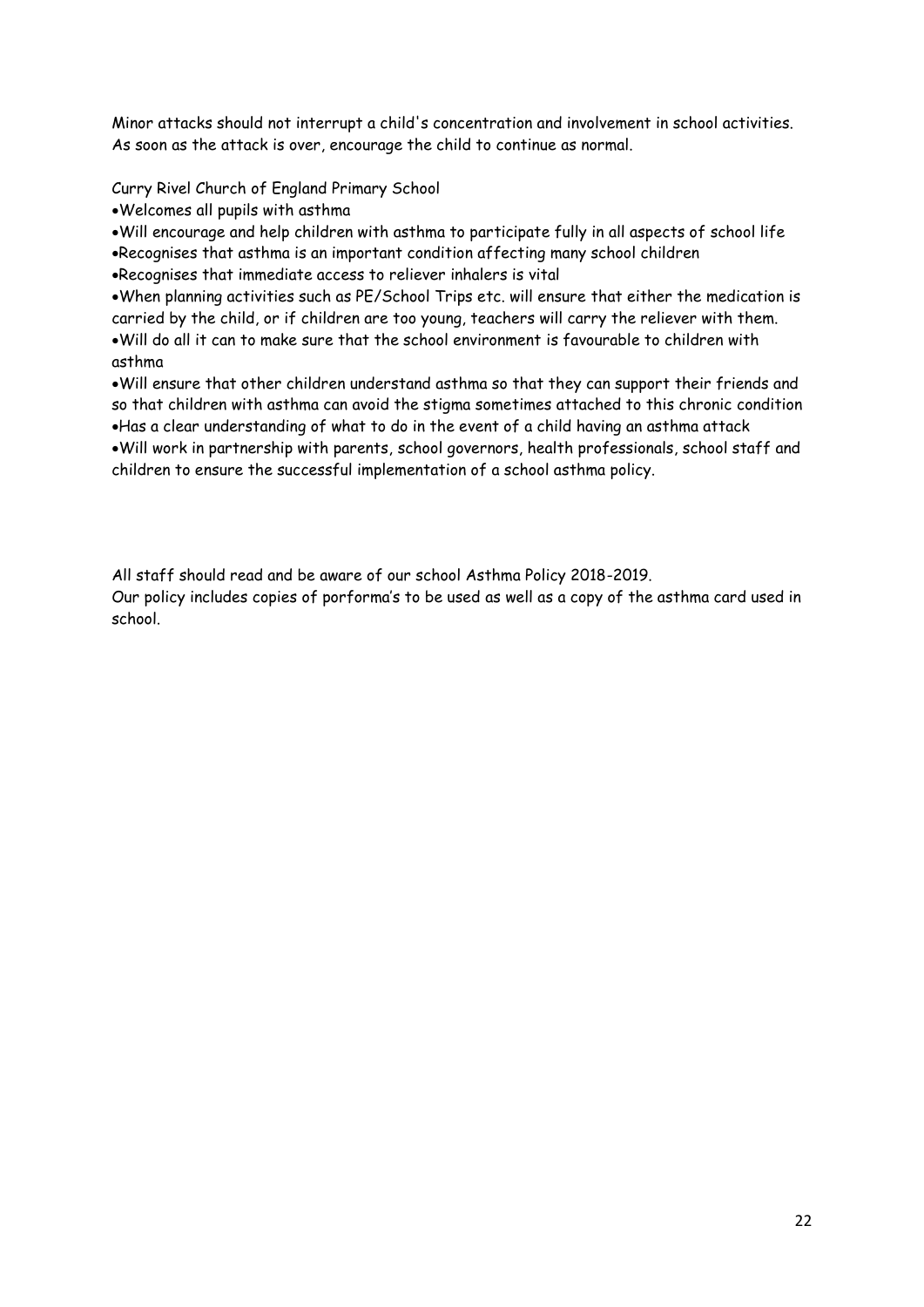Minor attacks should not interrupt a child's concentration and involvement in school activities. As soon as the attack is over, encourage the child to continue as normal.

Curry Rivel Church of England Primary School

- Welcomes all pupils with asthma
- Will encourage and help children with asthma to participate fully in all aspects of school life
- Recognises that asthma is an important condition affecting many school children
- Recognises that immediate access to reliever inhalers is vital
- When planning activities such as PE/School Trips etc. will ensure that either the medication is carried by the child, or if children are too young, teachers will carry the reliever with them.
- Will do all it can to make sure that the school environment is favourable to children with asthma
- Will ensure that other children understand asthma so that they can support their friends and so that children with asthma can avoid the stigma sometimes attached to this chronic condition
- Has a clear understanding of what to do in the event of a child having an asthma attack
- Will work in partnership with parents, school governors, health professionals, school staff and children to ensure the successful implementation of a school asthma policy.

All staff should read and be aware of our school Asthma Policy 2018-2019.

Our policy includes copies of porforma's to be used as well as a copy of the asthma card used in school.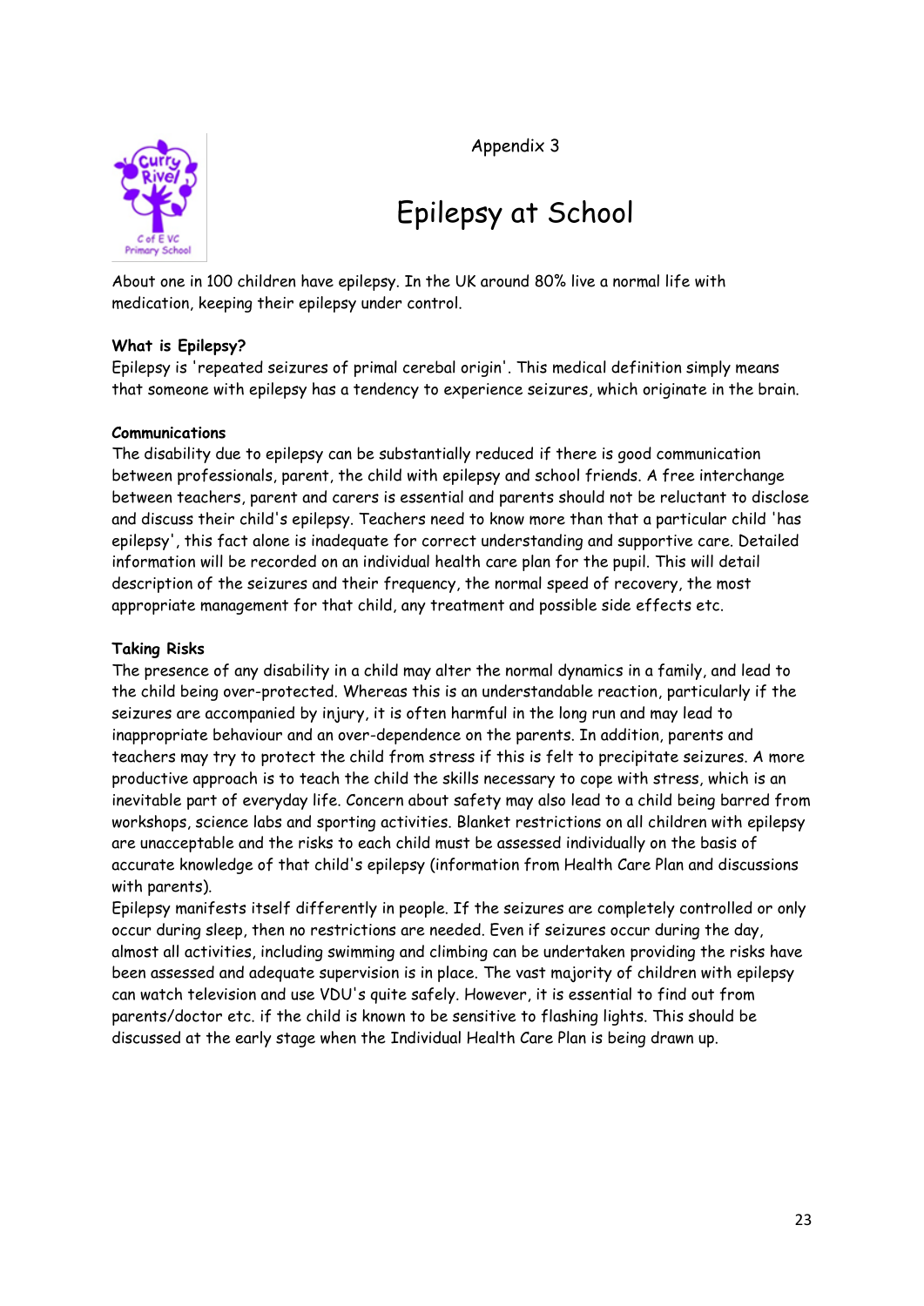Appendix 3

# Epilepsy at School

About one in 100 children have epilepsy. In the UK around 80% live a normal life with medication, keeping their epilepsy under control.

**What is Epilepsy?**
Epilepsy is 'repeated seizures of primal cerebal origin'. This medical definition simply means that someone with epilepsy has a tendency to experience seizures, which originate in the brain.

**Communications**
The disability due to epilepsy can be substantially reduced if there is good communication between professionals, parent, the child with epilepsy and school friends. A free interchange between teachers, parent and carers is essential and parents should not be reluctant to disclose and discuss their child's epilepsy. Teachers need to know more than that a particular child 'has epilepsy', this fact alone is inadequate for correct understanding and supportive care. Detailed information will be recorded on an individual health care plan for the pupil. This will detail description of the seizures and their frequency, the normal speed of recovery, the most appropriate management for that child, any treatment and possible side effects etc.

**Taking Risks**
The presence of any disability in a child may alter the normal dynamics in a family, and lead to the child being over-protected. Whereas this is an understandable reaction, particularly if the seizures are accompanied by injury, it is often harmful in the long run and may lead to inappropriate behaviour and an over-dependence on the parents. In addition, parents and teachers may try to protect the child from stress if this is felt to precipitate seizures. A more productive approach is to teach the child the skills necessary to cope with stress, which is an inevitable part of everyday life. Concern about safety may also lead to a child being barred from workshops, science labs and sporting activities. Blanket restrictions on all children with epilepsy are unacceptable and the risks to each child must be assessed individually on the basis of accurate knowledge of that child's epilepsy (information from Health Care Plan and discussions with parents).
Epilepsy manifests itself differently in people. If the seizures are completely controlled or only occur during sleep, then no restrictions are needed. Even if seizures occur during the day, almost all activities, including swimming and climbing can be undertaken providing the risks have been assessed and adequate supervision is in place. The vast majority of children with epilepsy can watch television and use VDU's quite safely. However, it is essential to find out from parents/doctor etc. if the child is known to be sensitive to flashing lights. This should be discussed at the early stage when the Individual Health Care Plan is being drawn up.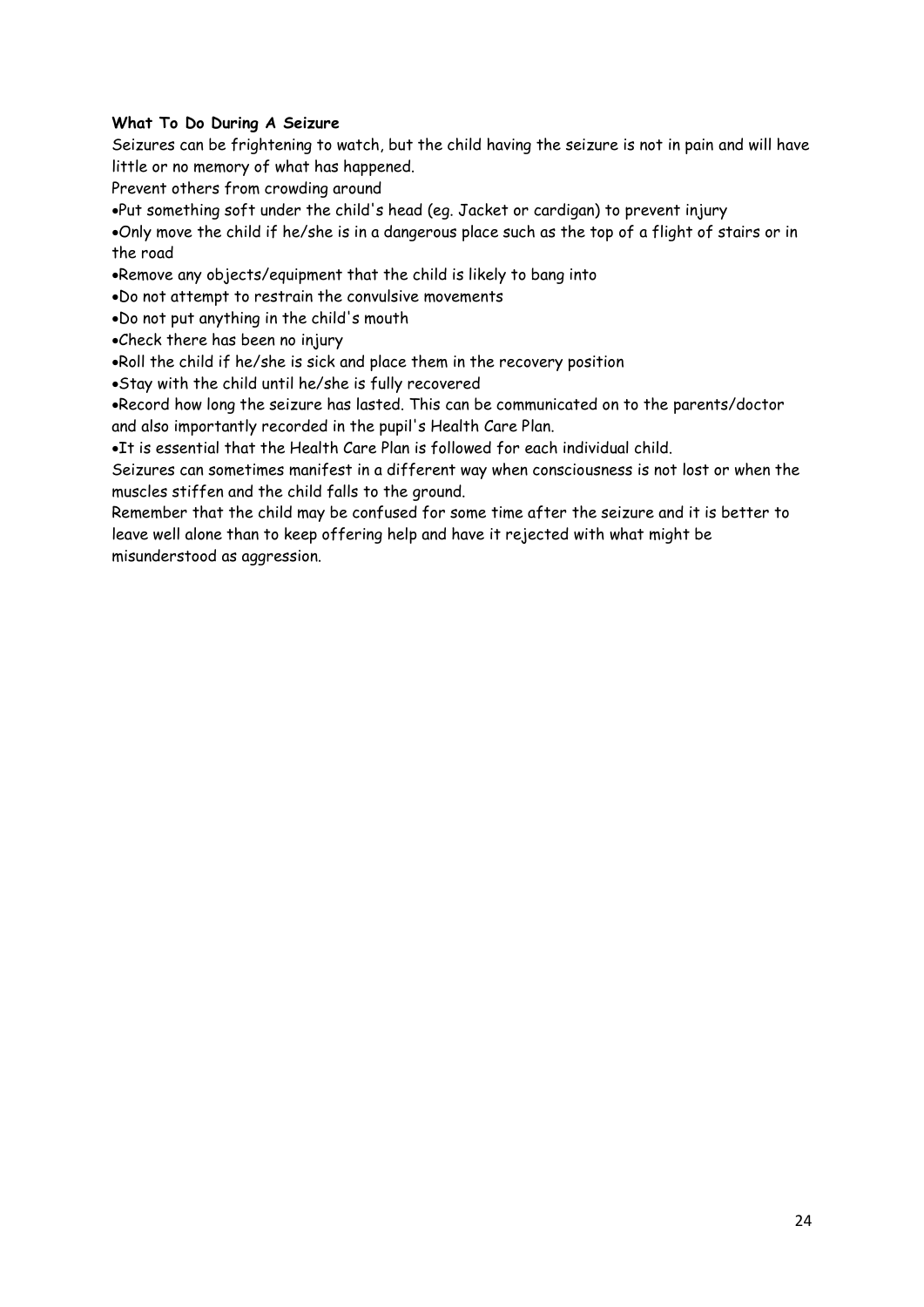**What To Do During A Seizure**

Seizures can be frightening to watch, but the child having the seizure is not in pain and will have little or no memory of what has happened.

Prevent others from crowding around

- Put something soft under the child's head (eg. Jacket or cardigan) to prevent injury
- Only move the child if he/she is in a dangerous place such as the top of a flight of stairs or in the road
- Remove any objects/equipment that the child is likely to bang into
- Do not attempt to restrain the convulsive movements
- Do not put anything in the child's mouth
- Check there has been no injury
- Roll the child if he/she is sick and place them in the recovery position
- Stay with the child until he/she is fully recovered
- Record how long the seizure has lasted. This can be communicated on to the parents/doctor and also importantly recorded in the pupil's Health Care Plan.
- It is essential that the Health Care Plan is followed for each individual child.

Seizures can sometimes manifest in a different way when consciousness is not lost or when the muscles stiffen and the child falls to the ground.

Remember that the child may be confused for some time after the seizure and it is better to leave well alone than to keep offering help and have it rejected with what might be misunderstood as aggression.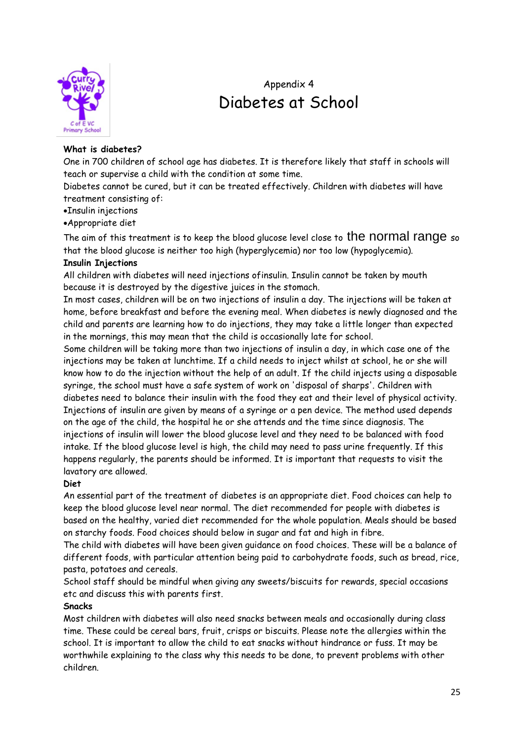Appendix 4

# Diabetes at School

**What is diabetes?**

One in 700 children of school age has diabetes. It is therefore likely that staff in schools will teach or supervise a child with the condition at some time.

Diabetes cannot be cured, but it can be treated effectively. Children with diabetes will have treatment consisting of:

- Insulin injections
- Appropriate diet

The aim of this treatment is to keep the blood glucose level close to the normal range so that the blood glucose is neither too high (hyperglycemia) nor too low (hypoglycemia).

**Insulin Injections**

All children with diabetes will need injections ofinsulin. Insulin cannot be taken by mouth because it is destroyed by the digestive juices in the stomach.

In most cases, children will be on two injections of insulin a day. The injections will be taken at home, before breakfast and before the evening meal. When diabetes is newly diagnosed and the child and parents are learning how to do injections, they may take a little longer than expected in the mornings, this may mean that the child is occasionally late for school.

Some children will be taking more than two injections of insulin a day, in which case one of the injections may be taken at lunchtime. If a child needs to inject whilst at school, he or she will know how to do the injection without the help of an adult. If the child injects using a disposable syringe, the school must have a safe system of work on 'disposal of sharps'. Children with diabetes need to balance their insulin with the food they eat and their level of physical activity. Injections of insulin are given by means of a syringe or a pen device. The method used depends on the age of the child, the hospital he or she attends and the time since diagnosis. The injections of insulin will lower the blood glucose level and they need to be balanced with food intake. If the blood glucose level is high, the child may need to pass urine frequently. If this happens regularly, the parents should be informed. It is important that requests to visit the lavatory are allowed.

**Diet**

An essential part of the treatment of diabetes is an appropriate diet. Food choices can help to keep the blood glucose level near normal. The diet recommended for people with diabetes is based on the healthy, varied diet recommended for the whole population. Meals should be based on starchy foods. Food choices should below in sugar and fat and high in fibre.

The child with diabetes will have been given guidance on food choices. These will be a balance of different foods, with particular attention being paid to carbohydrate foods, such as bread, rice, pasta, potatoes and cereals.

School staff should be mindful when giving any sweets/biscuits for rewards, special occasions etc and discuss this with parents first.

**Snacks**

Most children with diabetes will also need snacks between meals and occasionally during class time. These could be cereal bars, fruit, crisps or biscuits. Please note the allergies within the school. It is important to allow the child to eat snacks without hindrance or fuss. It may be worthwhile explaining to the class why this needs to be done, to prevent problems with other children.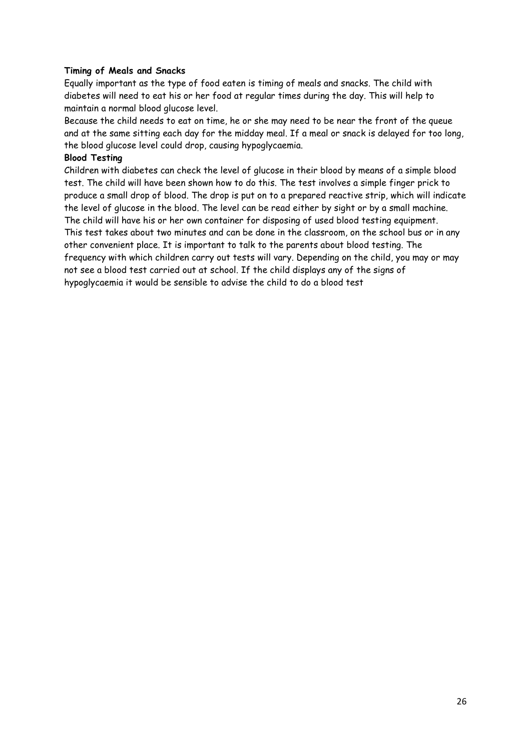**Timing of Meals and Snacks**

Equally important as the type of food eaten is timing of meals and snacks. The child with diabetes will need to eat his or her food at regular times during the day. This will help to maintain a normal blood glucose level.

Because the child needs to eat on time, he or she may need to be near the front of the queue and at the same sitting each day for the midday meal. If a meal or snack is delayed for too long, the blood glucose level could drop, causing hypoglycaemia.

**Blood Testing**

Children with diabetes can check the level of glucose in their blood by means of a simple blood test. The child will have been shown how to do this. The test involves a simple finger prick to produce a small drop of blood. The drop is put on to a prepared reactive strip, which will indicate the level of glucose in the blood. The level can be read either by sight or by a small machine. The child will have his or her own container for disposing of used blood testing equipment.

This test takes about two minutes and can be done in the classroom, on the school bus or in any other convenient place. It is important to talk to the parents about blood testing. The frequency with which children carry out tests will vary. Depending on the child, you may or may not see a blood test carried out at school. If the child displays any of the signs of hypoglycaemia it would be sensible to advise the child to do a blood test